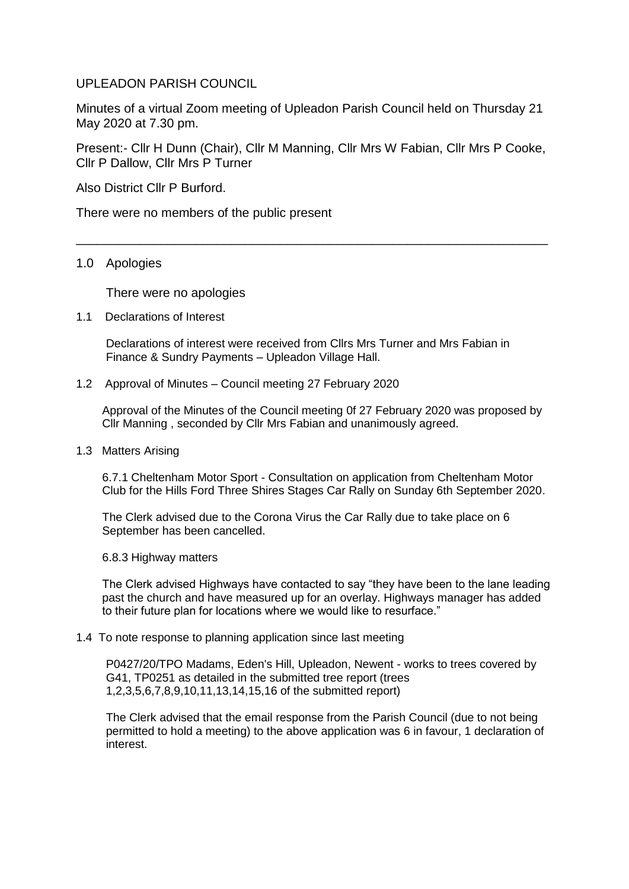UPLEADON PARISH COUNCIL

Minutes of a virtual Zoom meeting of Upleadon Parish Council held on Thursday 21 May 2020 at 7.30 pm.

Present:- Cllr H Dunn (Chair), Cllr M Manning, Cllr Mrs W Fabian, Cllr Mrs P Cooke, Cllr P Dallow, Cllr Mrs P Turner

Also District Cllr P Burford.

There were no members of the public present

---

1.0 Apologies

There were no apologies

1.1 Declarations of Interest

Declarations of interest were received from Cllrs Mrs Turner and Mrs Fabian in Finance & Sundry Payments – Upleadon Village Hall.

1.2 Approval of Minutes – Council meeting 27 February 2020

Approval of the Minutes of the Council meeting 0f 27 February 2020 was proposed by Cllr Manning , seconded by Cllr Mrs Fabian and unanimously agreed.

1.3 Matters Arising

6.7.1 Cheltenham Motor Sport - Consultation on application from Cheltenham Motor Club for the Hills Ford Three Shires Stages Car Rally on Sunday 6th September 2020.

The Clerk advised due to the Corona Virus the Car Rally due to take place on 6 September has been cancelled.

6.8.3 Highway matters

The Clerk advised Highways have contacted to say "they have been to the lane leading past the church and have measured up for an overlay. Highways manager has added to their future plan for locations where we would like to resurface."

1.4 To note response to planning application since last meeting

P0427/20/TPO Madams, Eden's Hill, Upleadon, Newent - works to trees covered by G41, TP0251 as detailed in the submitted tree report (trees 1,2,3,5,6,7,8,9,10,11,13,14,15,16 of the submitted report)

The Clerk advised that the email response from the Parish Council (due to not being permitted to hold a meeting) to the above application was 6 in favour, 1 declaration of interest.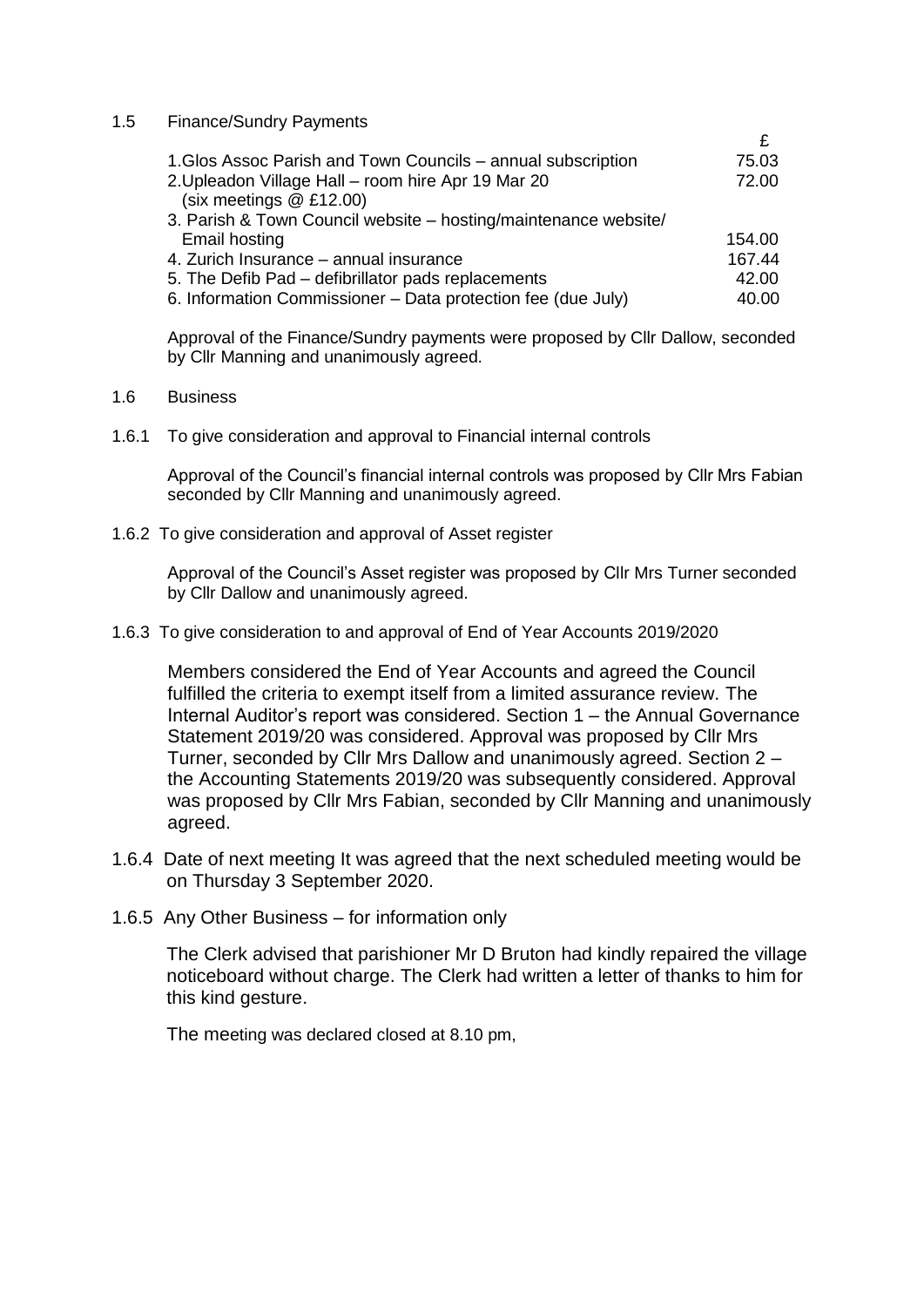1.5 Finance/Sundry Payments

| | £ |
|---|---|
| 1.Glos Assoc Parish and Town Councils – annual subscription | 75.03 |
| 2.Upleadon Village Hall – room hire Apr 19 Mar 20 (six meetings @ £12.00) | 72.00 |
| 3. Parish & Town Council website – hosting/maintenance website/ Email hosting | 154.00 |
| 4. Zurich Insurance – annual insurance | 167.44 |
| 5. The Defib Pad – defibrillator pads replacements | 42.00 |
| 6. Information Commissioner – Data protection fee (due July) | 40.00 |

Approval of the Finance/Sundry payments were proposed by Cllr Dallow, seconded by Cllr Manning and unanimously agreed.

1.6 Business

1.6.1 To give consideration and approval to Financial internal controls

Approval of the Council's financial internal controls was proposed by Cllr Mrs Fabian seconded by Cllr Manning and unanimously agreed.

1.6.2 To give consideration and approval of Asset register

Approval of the Council's Asset register was proposed by Cllr Mrs Turner seconded by Cllr Dallow and unanimously agreed.

1.6.3 To give consideration to and approval of End of Year Accounts 2019/2020

Members considered the End of Year Accounts and agreed the Council fulfilled the criteria to exempt itself from a limited assurance review. The Internal Auditor's report was considered. Section 1 – the Annual Governance Statement 2019/20 was considered. Approval was proposed by Cllr Mrs Turner, seconded by Cllr Mrs Dallow and unanimously agreed. Section 2 – the Accounting Statements 2019/20 was subsequently considered. Approval was proposed by Cllr Mrs Fabian, seconded by Cllr Manning and unanimously agreed.

1.6.4 Date of next meeting It was agreed that the next scheduled meeting would be on Thursday 3 September 2020.

1.6.5 Any Other Business – for information only

The Clerk advised that parishioner Mr D Bruton had kindly repaired the village noticeboard without charge. The Clerk had written a letter of thanks to him for this kind gesture.

The meeting was declared closed at 8.10 pm,